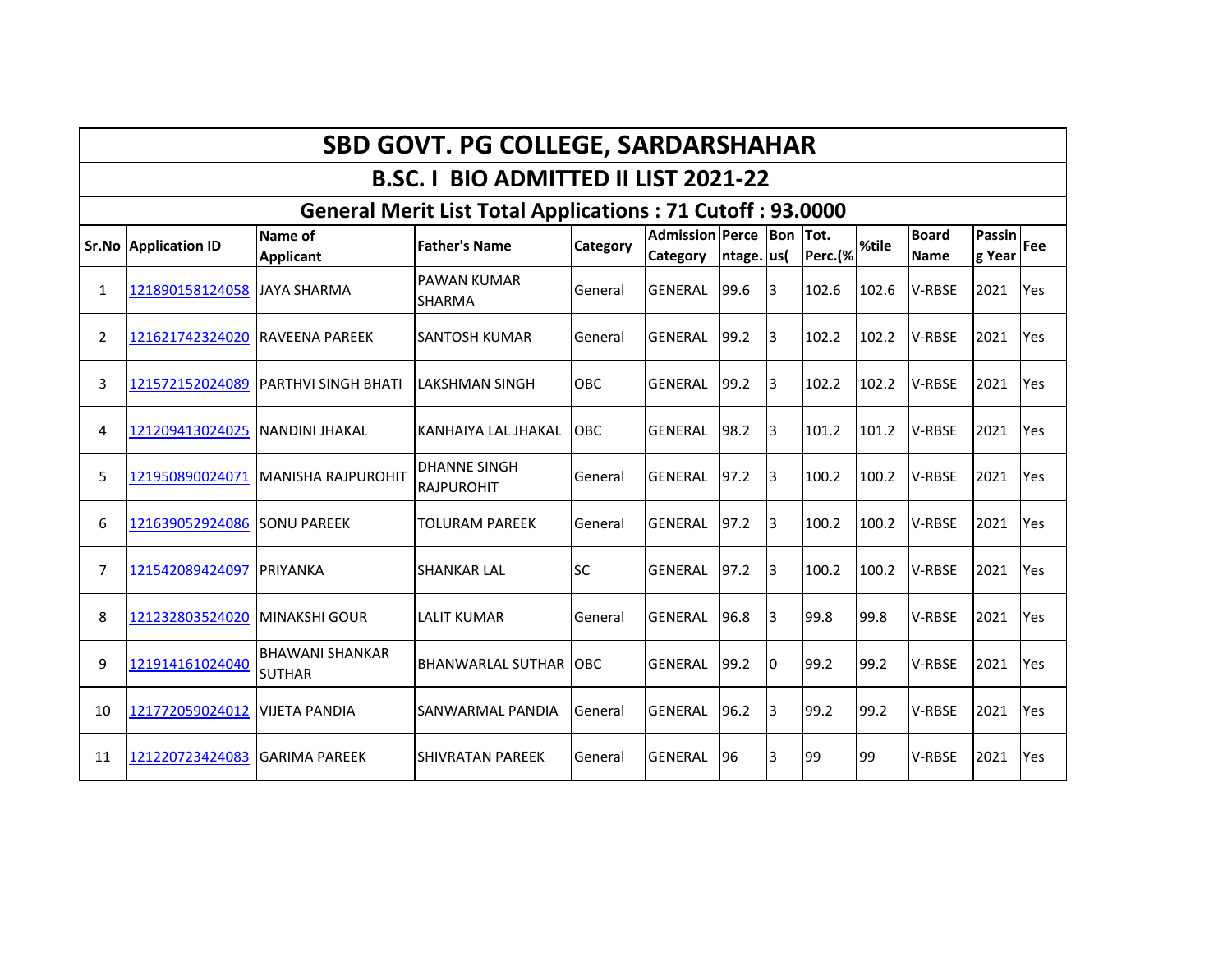# SBD GOVT. PG COLLEGE, SARDARSHAHAR

## B.SC. I BIO ADMITTED II LIST 2021-22

### General Merit List Total Applications : 71 Cutoff : 93.0000

| Sr.No | Application ID | Name of Applicant | Father's Name | Category | Admission Category | Percentage. | Bonus( | Tot. Perc.(% | %tile | Board Name | Passing Year | Fee |
|---|---|---|---|---|---|---|---|---|---|---|---|---|
| 1 | 121890158124058 | JAYA SHARMA | PAWAN KUMAR SHARMA | General | GENERAL | 99.6 | 3 | 102.6 | 102.6 | V-RBSE | 2021 | Yes |
| 2 | 121621742324020 | RAVEENA PAREEK | SANTOSH KUMAR | General | GENERAL | 99.2 | 3 | 102.2 | 102.2 | V-RBSE | 2021 | Yes |
| 3 | 121572152024089 | PARTHVI SINGH BHATI | LAKSHMAN SINGH | OBC | GENERAL | 99.2 | 3 | 102.2 | 102.2 | V-RBSE | 2021 | Yes |
| 4 | 121209413024025 | NANDINI JHAKAL | KANHAIYA LAL JHAKAL | OBC | GENERAL | 98.2 | 3 | 101.2 | 101.2 | V-RBSE | 2021 | Yes |
| 5 | 121950890024071 | MANISHA RAJPUROHIT | DHANNE SINGH RAJPUROHIT | General | GENERAL | 97.2 | 3 | 100.2 | 100.2 | V-RBSE | 2021 | Yes |
| 6 | 121639052924086 | SONU PAREEK | TOLURAM PAREEK | General | GENERAL | 97.2 | 3 | 100.2 | 100.2 | V-RBSE | 2021 | Yes |
| 7 | 121542089424097 | PRIYANKA | SHANKAR LAL | SC | GENERAL | 97.2 | 3 | 100.2 | 100.2 | V-RBSE | 2021 | Yes |
| 8 | 121232803524020 | MINAKSHI GOUR | LALIT KUMAR | General | GENERAL | 96.8 | 3 | 99.8 | 99.8 | V-RBSE | 2021 | Yes |
| 9 | 121914161024040 | BHAWANI SHANKAR SUTHAR | BHANWARLAL SUTHAR | OBC | GENERAL | 99.2 | 0 | 99.2 | 99.2 | V-RBSE | 2021 | Yes |
| 10 | 121772059024012 | VIJETA PANDIA | SANWARMAL PANDIA | General | GENERAL | 96.2 | 3 | 99.2 | 99.2 | V-RBSE | 2021 | Yes |
| 11 | 121220723424083 | GARIMA PAREEK | SHIVRATAN PAREEK | General | GENERAL | 96 | 3 | 99 | 99 | V-RBSE | 2021 | Yes |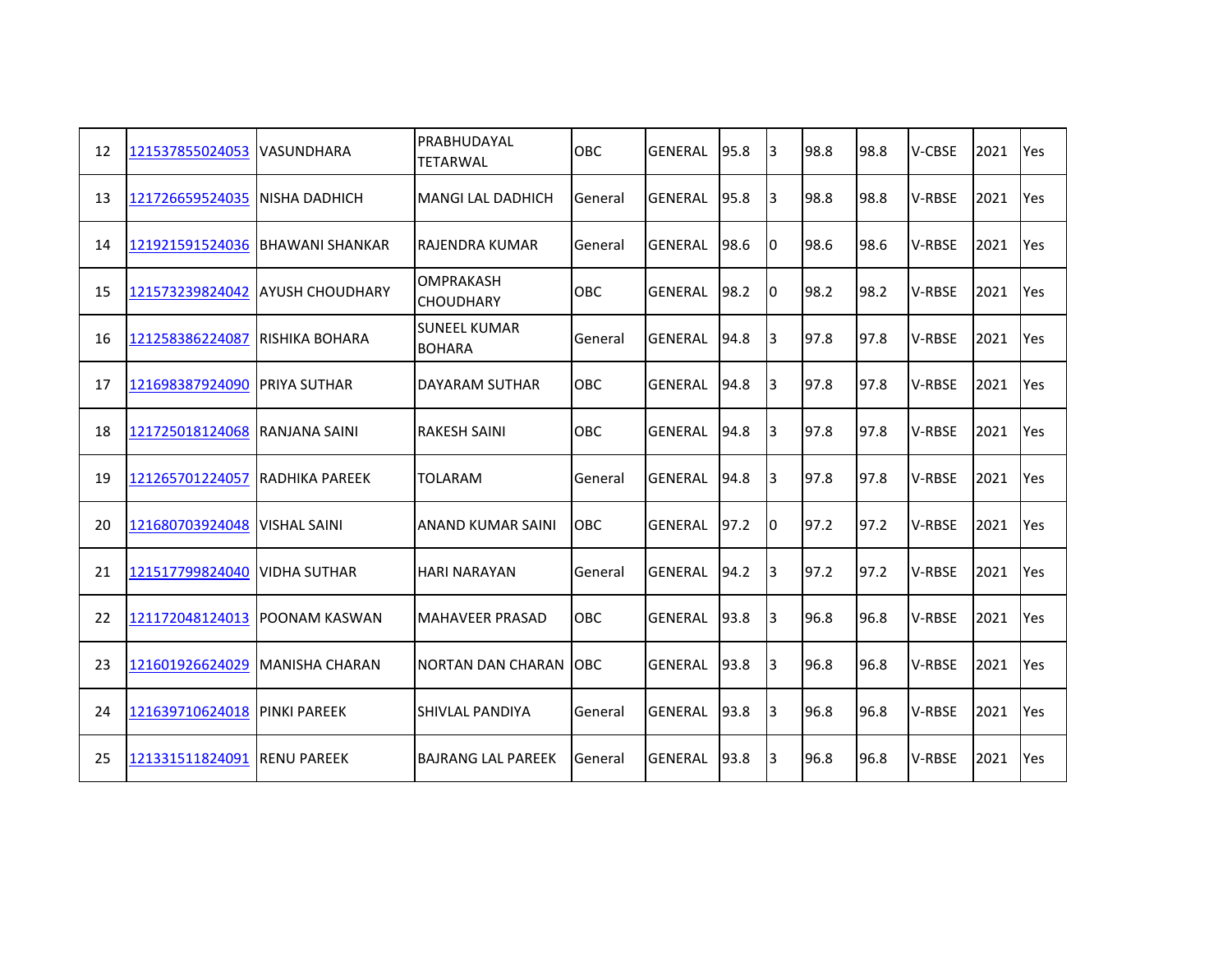| | | | | | | | | | | | | | |
|---|---|---|---|---|---|---|---|---|---|---|---|---|---|
| 12 | 121537855024053 | VASUNDHARA | PRABHUDAYAL TETARWAL | OBC | GENERAL | 95.8 | 3 | 98.8 | 98.8 | V-CBSE | 2021 | Yes |
| 13 | 121726659524035 | NISHA DADHICH | MANGI LAL DADHICH | General | GENERAL | 95.8 | 3 | 98.8 | 98.8 | V-RBSE | 2021 | Yes |
| 14 | 121921591524036 | BHAWANI SHANKAR | RAJENDRA KUMAR | General | GENERAL | 98.6 | 0 | 98.6 | 98.6 | V-RBSE | 2021 | Yes |
| 15 | 121573239824042 | AYUSH CHOUDHARY | OMPRAKASH CHOUDHARY | OBC | GENERAL | 98.2 | 0 | 98.2 | 98.2 | V-RBSE | 2021 | Yes |
| 16 | 121258386224087 | RISHIKA BOHARA | SUNEEL KUMAR BOHARA | General | GENERAL | 94.8 | 3 | 97.8 | 97.8 | V-RBSE | 2021 | Yes |
| 17 | 121698387924090 | PRIYA SUTHAR | DAYARAM SUTHAR | OBC | GENERAL | 94.8 | 3 | 97.8 | 97.8 | V-RBSE | 2021 | Yes |
| 18 | 121725018124068 | RANJANA SAINI | RAKESH SAINI | OBC | GENERAL | 94.8 | 3 | 97.8 | 97.8 | V-RBSE | 2021 | Yes |
| 19 | 121265701224057 | RADHIKA PAREEK | TOLARAM | General | GENERAL | 94.8 | 3 | 97.8 | 97.8 | V-RBSE | 2021 | Yes |
| 20 | 121680703924048 | VISHAL SAINI | ANAND KUMAR SAINI | OBC | GENERAL | 97.2 | 0 | 97.2 | 97.2 | V-RBSE | 2021 | Yes |
| 21 | 121517799824040 | VIDHA SUTHAR | HARI NARAYAN | General | GENERAL | 94.2 | 3 | 97.2 | 97.2 | V-RBSE | 2021 | Yes |
| 22 | 121172048124013 | POONAM KASWAN | MAHAVEER PRASAD | OBC | GENERAL | 93.8 | 3 | 96.8 | 96.8 | V-RBSE | 2021 | Yes |
| 23 | 121601926624029 | MANISHA CHARAN | NORTAN DAN CHARAN | OBC | GENERAL | 93.8 | 3 | 96.8 | 96.8 | V-RBSE | 2021 | Yes |
| 24 | 121639710624018 | PINKI PAREEK | SHIVLAL PANDIYA | General | GENERAL | 93.8 | 3 | 96.8 | 96.8 | V-RBSE | 2021 | Yes |
| 25 | 121331511824091 | RENU PAREEK | BAJRANG LAL PAREEK | General | GENERAL | 93.8 | 3 | 96.8 | 96.8 | V-RBSE | 2021 | Yes |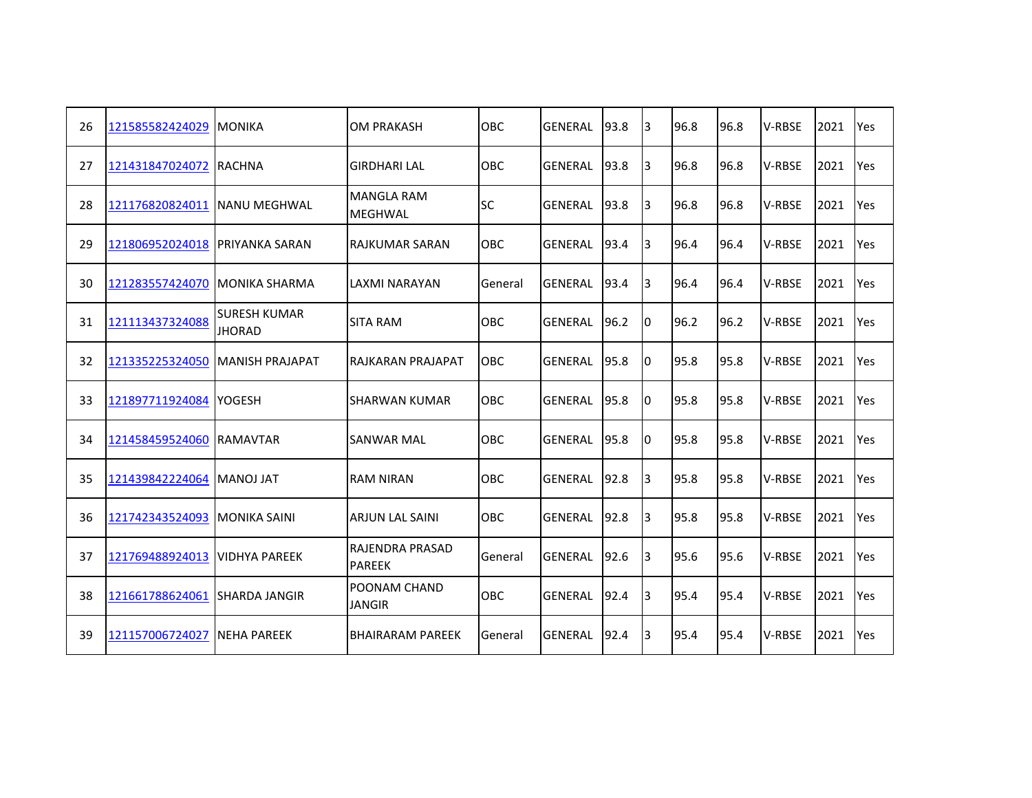| | | | | | | | | | | | | |
|---|---|---|---|---|---|---|---|---|---|---|---|---|
| 26 | 121585582424029 | MONIKA | OM PRAKASH | OBC | GENERAL | 93.8 | 3 | 96.8 | 96.8 | V-RBSE | 2021 | Yes |
| 27 | 121431847024072 | RACHNA | GIRDHARI LAL | OBC | GENERAL | 93.8 | 3 | 96.8 | 96.8 | V-RBSE | 2021 | Yes |
| 28 | 121176820824011 | NANU MEGHWAL | MANGLA RAM MEGHWAL | SC | GENERAL | 93.8 | 3 | 96.8 | 96.8 | V-RBSE | 2021 | Yes |
| 29 | 121806952024018 | PRIYANKA SARAN | RAJKUMAR SARAN | OBC | GENERAL | 93.4 | 3 | 96.4 | 96.4 | V-RBSE | 2021 | Yes |
| 30 | 121283557424070 | MONIKA SHARMA | LAXMI NARAYAN | General | GENERAL | 93.4 | 3 | 96.4 | 96.4 | V-RBSE | 2021 | Yes |
| 31 | 121113437324088 | SURESH KUMAR JHORAD | SITA RAM | OBC | GENERAL | 96.2 | 0 | 96.2 | 96.2 | V-RBSE | 2021 | Yes |
| 32 | 121335225324050 | MANISH PRAJAPAT | RAJKARAN PRAJAPAT | OBC | GENERAL | 95.8 | 0 | 95.8 | 95.8 | V-RBSE | 2021 | Yes |
| 33 | 121897711924084 | YOGESH | SHARWAN KUMAR | OBC | GENERAL | 95.8 | 0 | 95.8 | 95.8 | V-RBSE | 2021 | Yes |
| 34 | 121458459524060 | RAMAVTAR | SANWAR MAL | OBC | GENERAL | 95.8 | 0 | 95.8 | 95.8 | V-RBSE | 2021 | Yes |
| 35 | 121439842224064 | MANOJ JAT | RAM NIRAN | OBC | GENERAL | 92.8 | 3 | 95.8 | 95.8 | V-RBSE | 2021 | Yes |
| 36 | 121742343524093 | MONIKA SAINI | ARJUN LAL SAINI | OBC | GENERAL | 92.8 | 3 | 95.8 | 95.8 | V-RBSE | 2021 | Yes |
| 37 | 121769488924013 | VIDHYA PAREEK | RAJENDRA PRASAD PAREEK | General | GENERAL | 92.6 | 3 | 95.6 | 95.6 | V-RBSE | 2021 | Yes |
| 38 | 121661788624061 | SHARDA JANGIR | POONAM CHAND JANGIR | OBC | GENERAL | 92.4 | 3 | 95.4 | 95.4 | V-RBSE | 2021 | Yes |
| 39 | 121157006724027 | NEHA PAREEK | BHAIRARAM PAREEK | General | GENERAL | 92.4 | 3 | 95.4 | 95.4 | V-RBSE | 2021 | Yes |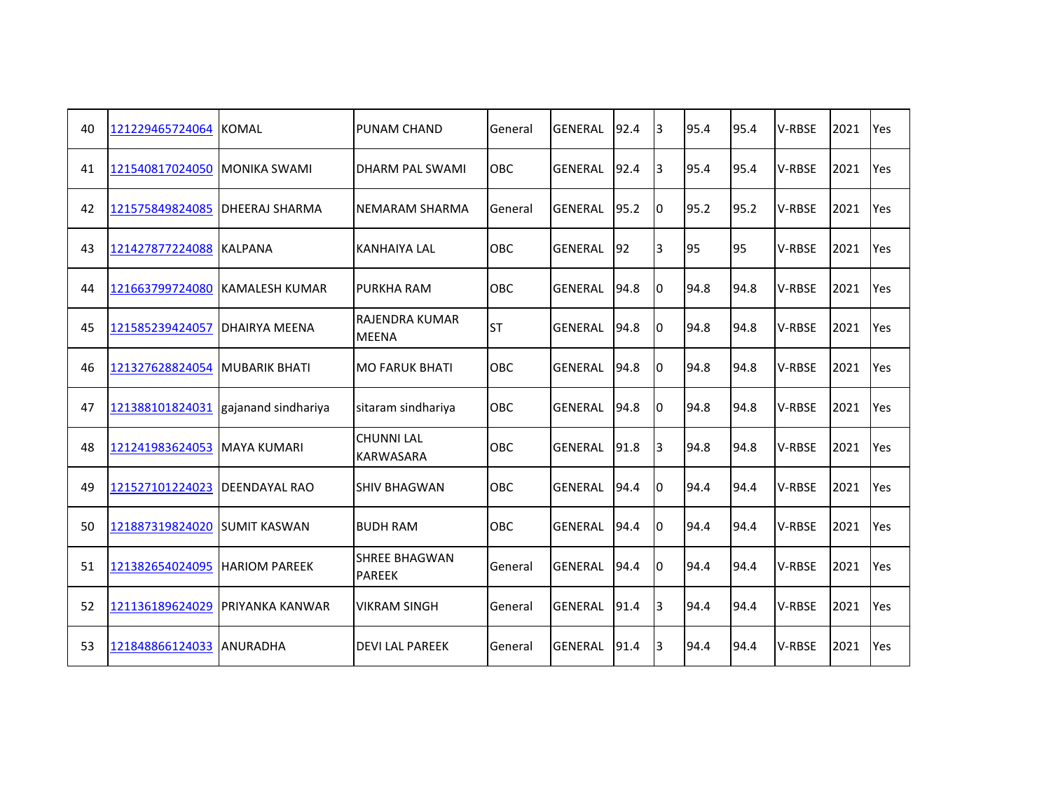| | | | | | | | | | | | | |
|---|---|---|---|---|---|---|---|---|---|---|---|---|
| 40 | 121229465724064 | KOMAL | PUNAM CHAND | General | GENERAL | 92.4 | 3 | 95.4 | 95.4 | V-RBSE | 2021 | Yes |
| 41 | 121540817024050 | MONIKA SWAMI | DHARM PAL SWAMI | OBC | GENERAL | 92.4 | 3 | 95.4 | 95.4 | V-RBSE | 2021 | Yes |
| 42 | 121575849824085 | DHEERAJ SHARMA | NEMARAM SHARMA | General | GENERAL | 95.2 | 0 | 95.2 | 95.2 | V-RBSE | 2021 | Yes |
| 43 | 121427877224088 | KALPANA | KANHAIYA LAL | OBC | GENERAL | 92 | 3 | 95 | 95 | V-RBSE | 2021 | Yes |
| 44 | 121663799724080 | KAMALESH KUMAR | PURKHA RAM | OBC | GENERAL | 94.8 | 0 | 94.8 | 94.8 | V-RBSE | 2021 | Yes |
| 45 | 121585239424057 | DHAIRYA MEENA | RAJENDRA KUMAR MEENA | ST | GENERAL | 94.8 | 0 | 94.8 | 94.8 | V-RBSE | 2021 | Yes |
| 46 | 121327628824054 | MUBARIK BHATI | MO FARUK BHATI | OBC | GENERAL | 94.8 | 0 | 94.8 | 94.8 | V-RBSE | 2021 | Yes |
| 47 | 121388101824031 | gajanand sindhariya | sitaram sindhariya | OBC | GENERAL | 94.8 | 0 | 94.8 | 94.8 | V-RBSE | 2021 | Yes |
| 48 | 121241983624053 | MAYA KUMARI | CHUNNI LAL KARWASARA | OBC | GENERAL | 91.8 | 3 | 94.8 | 94.8 | V-RBSE | 2021 | Yes |
| 49 | 121527101224023 | DEENDAYAL RAO | SHIV BHAGWAN | OBC | GENERAL | 94.4 | 0 | 94.4 | 94.4 | V-RBSE | 2021 | Yes |
| 50 | 121887319824020 | SUMIT KASWAN | BUDH RAM | OBC | GENERAL | 94.4 | 0 | 94.4 | 94.4 | V-RBSE | 2021 | Yes |
| 51 | 121382654024095 | HARIOM PAREEK | SHREE BHAGWAN PAREEK | General | GENERAL | 94.4 | 0 | 94.4 | 94.4 | V-RBSE | 2021 | Yes |
| 52 | 121136189624029 | PRIYANKA KANWAR | VIKRAM SINGH | General | GENERAL | 91.4 | 3 | 94.4 | 94.4 | V-RBSE | 2021 | Yes |
| 53 | 121848866124033 | ANURADHA | DEVI LAL PAREEK | General | GENERAL | 91.4 | 3 | 94.4 | 94.4 | V-RBSE | 2021 | Yes |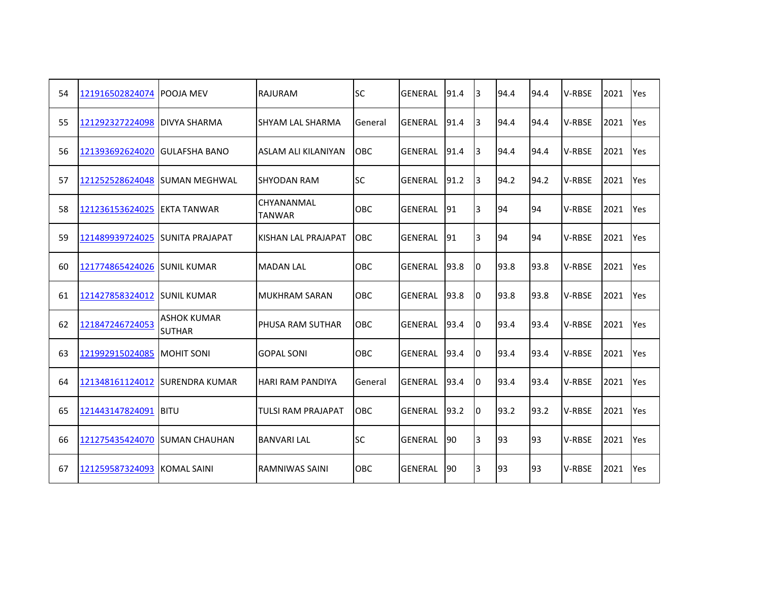| | | | | | | | | | | | | |
|---|---|---|---|---|---|---|---|---|---|---|---|---|
| 54 | 121916502824074 | POOJA MEV | RAJURAM | SC | GENERAL | 91.4 | 3 | 94.4 | 94.4 | V-RBSE | 2021 | Yes |
| 55 | 121292327224098 | DIVYA SHARMA | SHYAM LAL SHARMA | General | GENERAL | 91.4 | 3 | 94.4 | 94.4 | V-RBSE | 2021 | Yes |
| 56 | 121393692624020 | GULAFSHA BANO | ASLAM ALI KILANIYAN | OBC | GENERAL | 91.4 | 3 | 94.4 | 94.4 | V-RBSE | 2021 | Yes |
| 57 | 121252528624048 | SUMAN MEGHWAL | SHYODAN RAM | SC | GENERAL | 91.2 | 3 | 94.2 | 94.2 | V-RBSE | 2021 | Yes |
| 58 | 121236153624025 | EKTA TANWAR | CHYANANMAL TANWAR | OBC | GENERAL | 91 | 3 | 94 | 94 | V-RBSE | 2021 | Yes |
| 59 | 121489939724025 | SUNITA PRAJAPAT | KISHAN LAL PRAJAPAT | OBC | GENERAL | 91 | 3 | 94 | 94 | V-RBSE | 2021 | Yes |
| 60 | 121774865424026 | SUNIL KUMAR | MADAN LAL | OBC | GENERAL | 93.8 | 0 | 93.8 | 93.8 | V-RBSE | 2021 | Yes |
| 61 | 121427858324012 | SUNIL KUMAR | MUKHRAM SARAN | OBC | GENERAL | 93.8 | 0 | 93.8 | 93.8 | V-RBSE | 2021 | Yes |
| 62 | 121847246724053 | ASHOK KUMAR SUTHAR | PHUSA RAM SUTHAR | OBC | GENERAL | 93.4 | 0 | 93.4 | 93.4 | V-RBSE | 2021 | Yes |
| 63 | 121992915024085 | MOHIT SONI | GOPAL SONI | OBC | GENERAL | 93.4 | 0 | 93.4 | 93.4 | V-RBSE | 2021 | Yes |
| 64 | 121348161124012 | SURENDRA KUMAR | HARI RAM PANDIYA | General | GENERAL | 93.4 | 0 | 93.4 | 93.4 | V-RBSE | 2021 | Yes |
| 65 | 121443147824091 | BITU | TULSI RAM PRAJAPAT | OBC | GENERAL | 93.2 | 0 | 93.2 | 93.2 | V-RBSE | 2021 | Yes |
| 66 | 121275435424070 | SUMAN CHAUHAN | BANVARI LAL | SC | GENERAL | 90 | 3 | 93 | 93 | V-RBSE | 2021 | Yes |
| 67 | 121259587324093 | KOMAL SAINI | RAMNIWAS SAINI | OBC | GENERAL | 90 | 3 | 93 | 93 | V-RBSE | 2021 | Yes |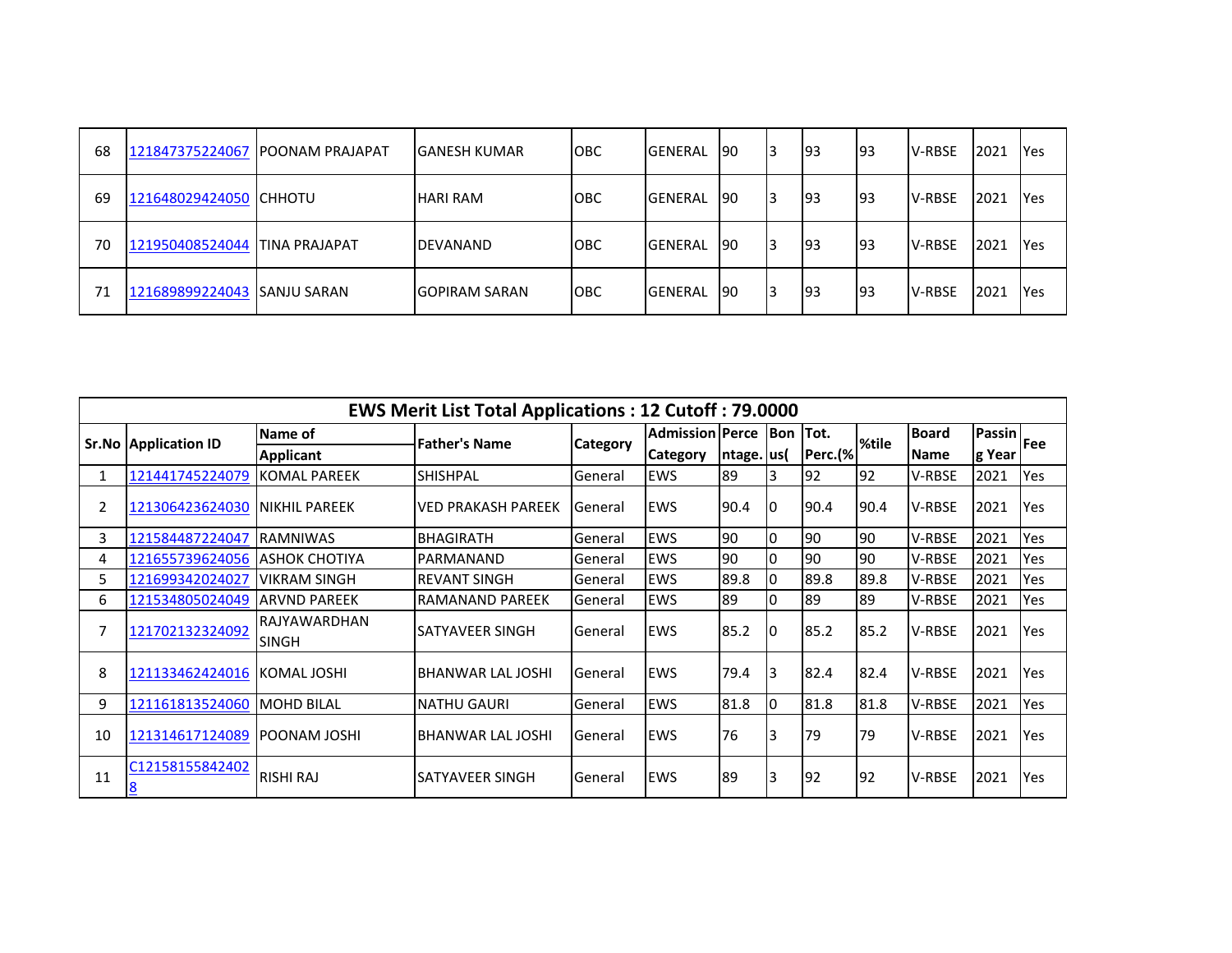| | | | | | | | | | | | | |
|---|---|---|---|---|---|---|---|---|---|---|---|---|
| 68 | 121847375224067 | POONAM PRAJAPAT | GANESH KUMAR | OBC | GENERAL | 90 | 3 | 93 | 93 | V-RBSE | 2021 | Yes |
| 69 | 121648029424050 | CHHOTU | HARI RAM | OBC | GENERAL | 90 | 3 | 93 | 93 | V-RBSE | 2021 | Yes |
| 70 | 121950408524044 | TINA PRAJAPAT | DEVANAND | OBC | GENERAL | 90 | 3 | 93 | 93 | V-RBSE | 2021 | Yes |
| 71 | 121689899224043 | SANJU SARAN | GOPIRAM SARAN | OBC | GENERAL | 90 | 3 | 93 | 93 | V-RBSE | 2021 | Yes |

## EWS Merit List Total Applications : 12 Cutoff : 79.0000

| Sr.No | Application ID | Name of Applicant | Father's Name | Category | Admission Category | Percentage. | Bonus( | Tot. Perc.(% | %tile | Board Name | Passing Year | Fee |
|---|---|---|---|---|---|---|---|---|---|---|---|---|
| 1 | 121441745224079 | KOMAL PAREEK | SHISHPAL | General | EWS | 89 | 3 | 92 | 92 | V-RBSE | 2021 | Yes |
| 2 | 121306423624030 | NIKHIL PAREEK | VED PRAKASH PAREEK | General | EWS | 90.4 | 0 | 90.4 | 90.4 | V-RBSE | 2021 | Yes |
| 3 | 121584487224047 | RAMNIWAS | BHAGIRATH | General | EWS | 90 | 0 | 90 | 90 | V-RBSE | 2021 | Yes |
| 4 | 121655739624056 | ASHOK CHOTIYA | PARMANAND | General | EWS | 90 | 0 | 90 | 90 | V-RBSE | 2021 | Yes |
| 5 | 121699342024027 | VIKRAM SINGH | REVANT SINGH | General | EWS | 89.8 | 0 | 89.8 | 89.8 | V-RBSE | 2021 | Yes |
| 6 | 121534805024049 | ARVND PAREEK | RAMANAND PAREEK | General | EWS | 89 | 0 | 89 | 89 | V-RBSE | 2021 | Yes |
| 7 | 121702132324092 | RAJYAWARDHAN SINGH | SATYAVEER SINGH | General | EWS | 85.2 | 0 | 85.2 | 85.2 | V-RBSE | 2021 | Yes |
| 8 | 121133462424016 | KOMAL JOSHI | BHANWAR LAL JOSHI | General | EWS | 79.4 | 3 | 82.4 | 82.4 | V-RBSE | 2021 | Yes |
| 9 | 121161813524060 | MOHD BILAL | NATHU GAURI | General | EWS | 81.8 | 0 | 81.8 | 81.8 | V-RBSE | 2021 | Yes |
| 10 | 121314617124089 | POONAM JOSHI | BHANWAR LAL JOSHI | General | EWS | 76 | 3 | 79 | 79 | V-RBSE | 2021 | Yes |
| 11 | C121581558424028 | RISHI RAJ | SATYAVEER SINGH | General | EWS | 89 | 3 | 92 | 92 | V-RBSE | 2021 | Yes |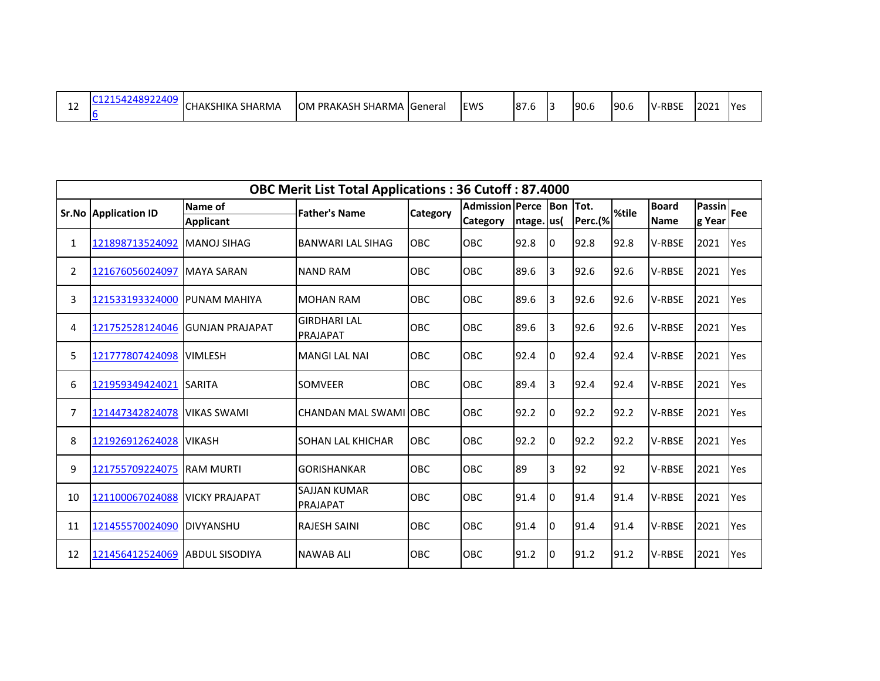| | | | | | | | | | | | | |
|---|---|---|---|---|---|---|---|---|---|---|---|---|
| 12 | C121542489224096 | CHAKSHIKA SHARMA | OM PRAKASH SHARMA | General | EWS | 87.6 | 3 | 90.6 | 90.6 | V-RBSE | 2021 | Yes |

## OBC Merit List Total Applications : 36 Cutoff : 87.4000

| Sr.No | Application ID | Name of Applicant | Father's Name | Category | Admission Category | Percentage. | Bonus( | Tot. Perc.(% | %tile | Board Name | Passing Year | Fee |
|---|---|---|---|---|---|---|---|---|---|---|---|---|
| 1 | 121898713524092 | MANOJ SIHAG | BANWARI LAL SIHAG | OBC | OBC | 92.8 | 0 | 92.8 | 92.8 | V-RBSE | 2021 | Yes |
| 2 | 121676056024097 | MAYA SARAN | NAND RAM | OBC | OBC | 89.6 | 3 | 92.6 | 92.6 | V-RBSE | 2021 | Yes |
| 3 | 121533193324000 | PUNAM MAHIYA | MOHAN RAM | OBC | OBC | 89.6 | 3 | 92.6 | 92.6 | V-RBSE | 2021 | Yes |
| 4 | 121752528124046 | GUNJAN PRAJAPAT | GIRDHARI LAL PRAJAPAT | OBC | OBC | 89.6 | 3 | 92.6 | 92.6 | V-RBSE | 2021 | Yes |
| 5 | 121777807424098 | VIMLESH | MANGI LAL NAI | OBC | OBC | 92.4 | 0 | 92.4 | 92.4 | V-RBSE | 2021 | Yes |
| 6 | 121959349424021 | SARITA | SOMVEER | OBC | OBC | 89.4 | 3 | 92.4 | 92.4 | V-RBSE | 2021 | Yes |
| 7 | 121447342824078 | VIKAS SWAMI | CHANDAN MAL SWAMI | OBC | OBC | 92.2 | 0 | 92.2 | 92.2 | V-RBSE | 2021 | Yes |
| 8 | 121926912624028 | VIKASH | SOHAN LAL KHICHAR | OBC | OBC | 92.2 | 0 | 92.2 | 92.2 | V-RBSE | 2021 | Yes |
| 9 | 121755709224075 | RAM MURTI | GORISHANKAR | OBC | OBC | 89 | 3 | 92 | 92 | V-RBSE | 2021 | Yes |
| 10 | 121100067024088 | VICKY PRAJAPAT | SAJJAN KUMAR PRAJAPAT | OBC | OBC | 91.4 | 0 | 91.4 | 91.4 | V-RBSE | 2021 | Yes |
| 11 | 121455570024090 | DIVYANSHU | RAJESH SAINI | OBC | OBC | 91.4 | 0 | 91.4 | 91.4 | V-RBSE | 2021 | Yes |
| 12 | 121456412524069 | ABDUL SISODIYA | NAWAB ALI | OBC | OBC | 91.2 | 0 | 91.2 | 91.2 | V-RBSE | 2021 | Yes |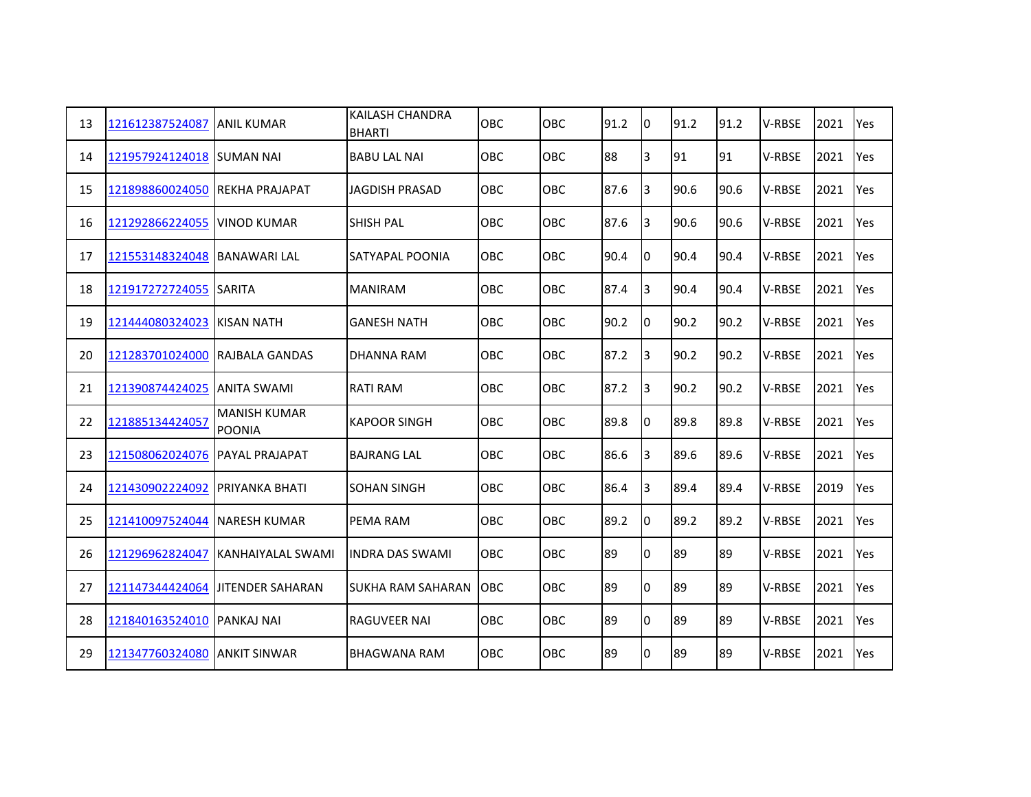| | | | | | | | | | | | | |
|---|---|---|---|---|---|---|---|---|---|---|---|---|
| 13 | 121612387524087 | ANIL KUMAR | KAILASH CHANDRA BHARTI | OBC | OBC | 91.2 | 0 | 91.2 | 91.2 | V-RBSE | 2021 | Yes |
| 14 | 121957924124018 | SUMAN NAI | BABU LAL NAI | OBC | OBC | 88 | 3 | 91 | 91 | V-RBSE | 2021 | Yes |
| 15 | 121898860024050 | REKHA PRAJAPAT | JAGDISH PRASAD | OBC | OBC | 87.6 | 3 | 90.6 | 90.6 | V-RBSE | 2021 | Yes |
| 16 | 121292866224055 | VINOD KUMAR | SHISH PAL | OBC | OBC | 87.6 | 3 | 90.6 | 90.6 | V-RBSE | 2021 | Yes |
| 17 | 121553148324048 | BANAWARI LAL | SATYAPAL POONIA | OBC | OBC | 90.4 | 0 | 90.4 | 90.4 | V-RBSE | 2021 | Yes |
| 18 | 121917272724055 | SARITA | MANIRAM | OBC | OBC | 87.4 | 3 | 90.4 | 90.4 | V-RBSE | 2021 | Yes |
| 19 | 121444080324023 | KISAN NATH | GANESH NATH | OBC | OBC | 90.2 | 0 | 90.2 | 90.2 | V-RBSE | 2021 | Yes |
| 20 | 121283701024000 | RAJBALA GANDAS | DHANNA RAM | OBC | OBC | 87.2 | 3 | 90.2 | 90.2 | V-RBSE | 2021 | Yes |
| 21 | 121390874424025 | ANITA SWAMI | RATI RAM | OBC | OBC | 87.2 | 3 | 90.2 | 90.2 | V-RBSE | 2021 | Yes |
| 22 | 121885134424057 | MANISH KUMAR POONIA | KAPOOR SINGH | OBC | OBC | 89.8 | 0 | 89.8 | 89.8 | V-RBSE | 2021 | Yes |
| 23 | 121508062024076 | PAYAL PRAJAPAT | BAJRANG LAL | OBC | OBC | 86.6 | 3 | 89.6 | 89.6 | V-RBSE | 2021 | Yes |
| 24 | 121430902224092 | PRIYANKA BHATI | SOHAN SINGH | OBC | OBC | 86.4 | 3 | 89.4 | 89.4 | V-RBSE | 2019 | Yes |
| 25 | 121410097524044 | NARESH KUMAR | PEMA RAM | OBC | OBC | 89.2 | 0 | 89.2 | 89.2 | V-RBSE | 2021 | Yes |
| 26 | 121296962824047 | KANHAIYALAL SWAMI | INDRA DAS SWAMI | OBC | OBC | 89 | 0 | 89 | 89 | V-RBSE | 2021 | Yes |
| 27 | 121147344424064 | JITENDER SAHARAN | SUKHA RAM SAHARAN | OBC | OBC | 89 | 0 | 89 | 89 | V-RBSE | 2021 | Yes |
| 28 | 121840163524010 | PANKAJ NAI | RAGUVEER NAI | OBC | OBC | 89 | 0 | 89 | 89 | V-RBSE | 2021 | Yes |
| 29 | 121347760324080 | ANKIT SINWAR | BHAGWANA RAM | OBC | OBC | 89 | 0 | 89 | 89 | V-RBSE | 2021 | Yes |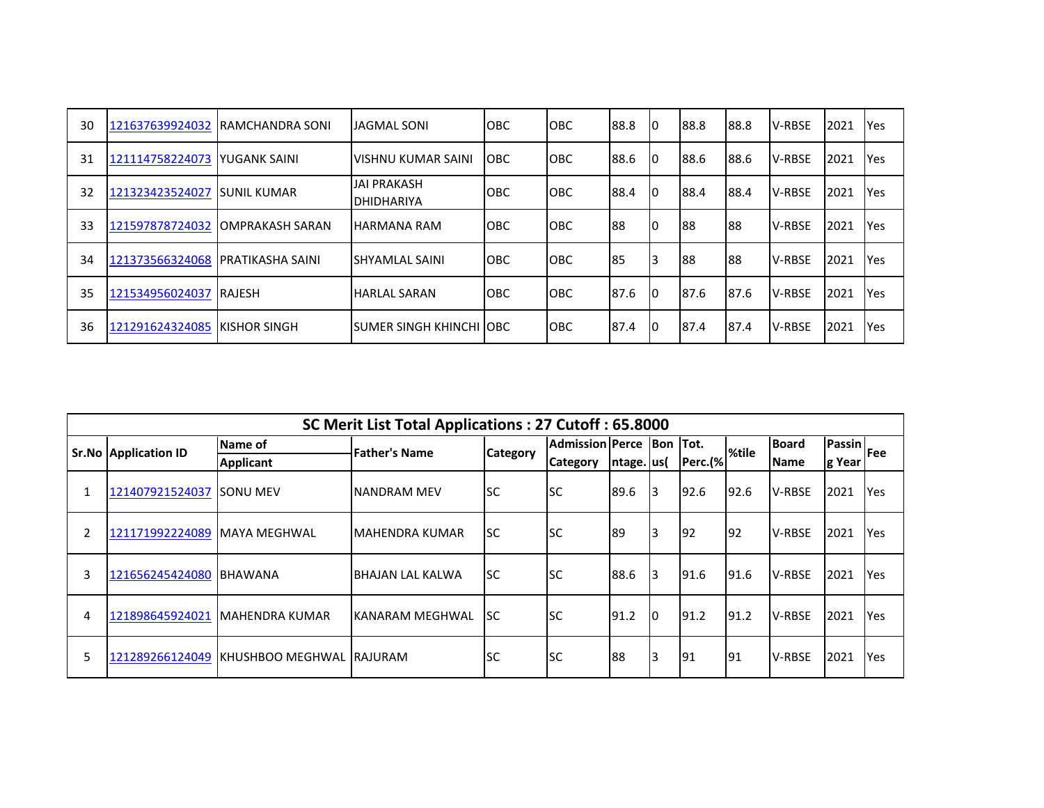| | | | | | | | | | | | | |
|---|---|---|---|---|---|---|---|---|---|---|---|---|
| 30 | 121637639924032 | RAMCHANDRA SONI | JAGMAL SONI | OBC | OBC | 88.8 | 0 | 88.8 | 88.8 | V-RBSE | 2021 | Yes |
| 31 | 121114758224073 | YUGANK SAINI | VISHNU KUMAR SAINI | OBC | OBC | 88.6 | 0 | 88.6 | 88.6 | V-RBSE | 2021 | Yes |
| 32 | 121323423524027 | SUNIL KUMAR | JAI PRAKASH DHIDHARIYA | OBC | OBC | 88.4 | 0 | 88.4 | 88.4 | V-RBSE | 2021 | Yes |
| 33 | 121597878724032 | OMPRAKASH SARAN | HARMANA RAM | OBC | OBC | 88 | 0 | 88 | 88 | V-RBSE | 2021 | Yes |
| 34 | 121373566324068 | PRATIKASHA SAINI | SHYAMLAL SAINI | OBC | OBC | 85 | 3 | 88 | 88 | V-RBSE | 2021 | Yes |
| 35 | 121534956024037 | RAJESH | HARLAL SARAN | OBC | OBC | 87.6 | 0 | 87.6 | 87.6 | V-RBSE | 2021 | Yes |
| 36 | 121291624324085 | KISHOR SINGH | SUMER SINGH KHINCHI | OBC | OBC | 87.4 | 0 | 87.4 | 87.4 | V-RBSE | 2021 | Yes |

**SC Merit List Total Applications : 27 Cutoff : 65.8000**

| Sr.No | Application ID | Name of Applicant | Father's Name | Category | Admission Category | Percentage. | Bonus( | Tot. Perc.(% | %tile | Board Name | Passing Year | Fee |
|---|---|---|---|---|---|---|---|---|---|---|---|---|
| 1 | 121407921524037 | SONU MEV | NANDRAM MEV | SC | SC | 89.6 | 3 | 92.6 | 92.6 | V-RBSE | 2021 | Yes |
| 2 | 121171992224089 | MAYA MEGHWAL | MAHENDRA KUMAR | SC | SC | 89 | 3 | 92 | 92 | V-RBSE | 2021 | Yes |
| 3 | 121656245424080 | BHAWANA | BHAJAN LAL KALWA | SC | SC | 88.6 | 3 | 91.6 | 91.6 | V-RBSE | 2021 | Yes |
| 4 | 121898645924021 | MAHENDRA KUMAR | KANARAM MEGHWAL | SC | SC | 91.2 | 0 | 91.2 | 91.2 | V-RBSE | 2021 | Yes |
| 5 | 121289266124049 | KHUSHBOO MEGHWAL | RAJURAM | SC | SC | 88 | 3 | 91 | 91 | V-RBSE | 2021 | Yes |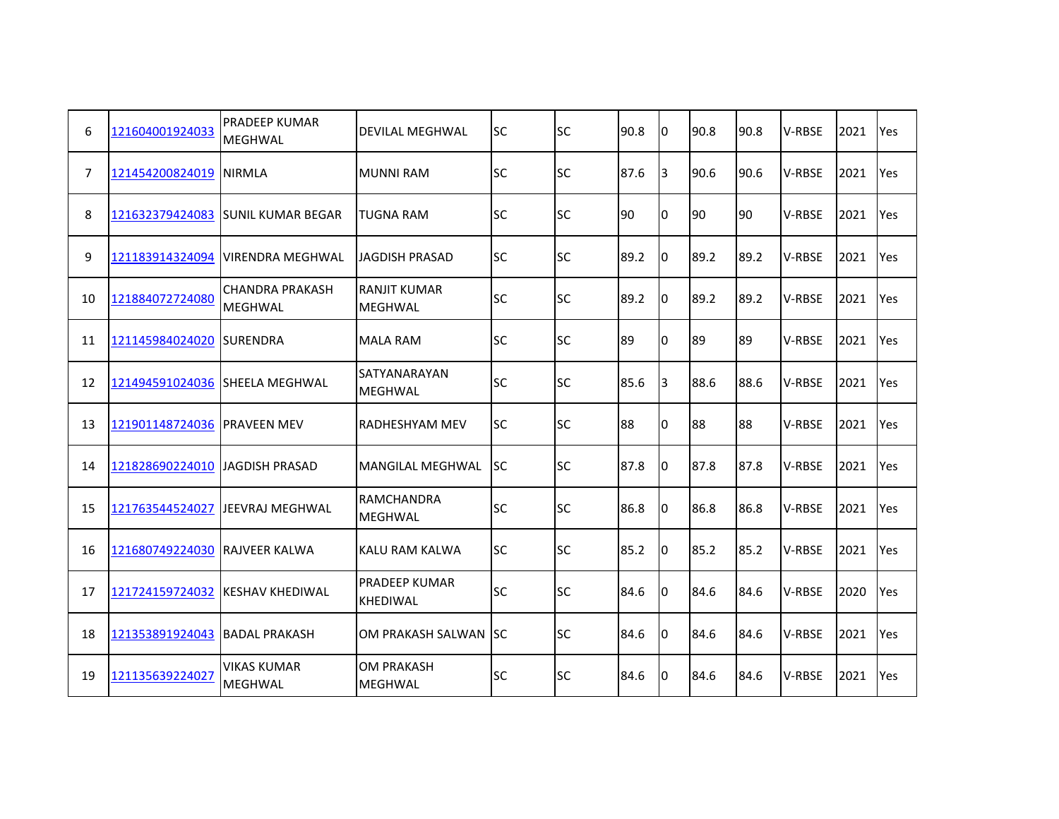| | | | | | | | | | | | | |
|---|---|---|---|---|---|---|---|---|---|---|---|---|
| 6 | 121604001924033 | PRADEEP KUMAR MEGHWAL | DEVILAL MEGHWAL | SC | SC | 90.8 | 0 | 90.8 | 90.8 | V-RBSE | 2021 | Yes |
| 7 | 121454200824019 | NIRMLA | MUNNI RAM | SC | SC | 87.6 | 3 | 90.6 | 90.6 | V-RBSE | 2021 | Yes |
| 8 | 121632379424083 | SUNIL KUMAR BEGAR | TUGNA RAM | SC | SC | 90 | 0 | 90 | 90 | V-RBSE | 2021 | Yes |
| 9 | 121183914324094 | VIRENDRA MEGHWAL | JAGDISH PRASAD | SC | SC | 89.2 | 0 | 89.2 | 89.2 | V-RBSE | 2021 | Yes |
| 10 | 121884072724080 | CHANDRA PRAKASH MEGHWAL | RANJIT KUMAR MEGHWAL | SC | SC | 89.2 | 0 | 89.2 | 89.2 | V-RBSE | 2021 | Yes |
| 11 | 121145984024020 | SURENDRA | MALA RAM | SC | SC | 89 | 0 | 89 | 89 | V-RBSE | 2021 | Yes |
| 12 | 121494591024036 | SHEELA MEGHWAL | SATYANARAYAN MEGHWAL | SC | SC | 85.6 | 3 | 88.6 | 88.6 | V-RBSE | 2021 | Yes |
| 13 | 121901148724036 | PRAVEEN MEV | RADHESHYAM MEV | SC | SC | 88 | 0 | 88 | 88 | V-RBSE | 2021 | Yes |
| 14 | 121828690224010 | JAGDISH PRASAD | MANGILAL MEGHWAL | SC | SC | 87.8 | 0 | 87.8 | 87.8 | V-RBSE | 2021 | Yes |
| 15 | 121763544524027 | JEEVRAJ MEGHWAL | RAMCHANDRA MEGHWAL | SC | SC | 86.8 | 0 | 86.8 | 86.8 | V-RBSE | 2021 | Yes |
| 16 | 121680749224030 | RAJVEER KALWA | KALU RAM KALWA | SC | SC | 85.2 | 0 | 85.2 | 85.2 | V-RBSE | 2021 | Yes |
| 17 | 121724159724032 | KESHAV KHEDIWAL | PRADEEP KUMAR KHEDIWAL | SC | SC | 84.6 | 0 | 84.6 | 84.6 | V-RBSE | 2020 | Yes |
| 18 | 121353891924043 | BADAL PRAKASH | OM PRAKASH SALWAN | SC | SC | 84.6 | 0 | 84.6 | 84.6 | V-RBSE | 2021 | Yes |
| 19 | 121135639224027 | VIKAS KUMAR MEGHWAL | OM PRAKASH MEGHWAL | SC | SC | 84.6 | 0 | 84.6 | 84.6 | V-RBSE | 2021 | Yes |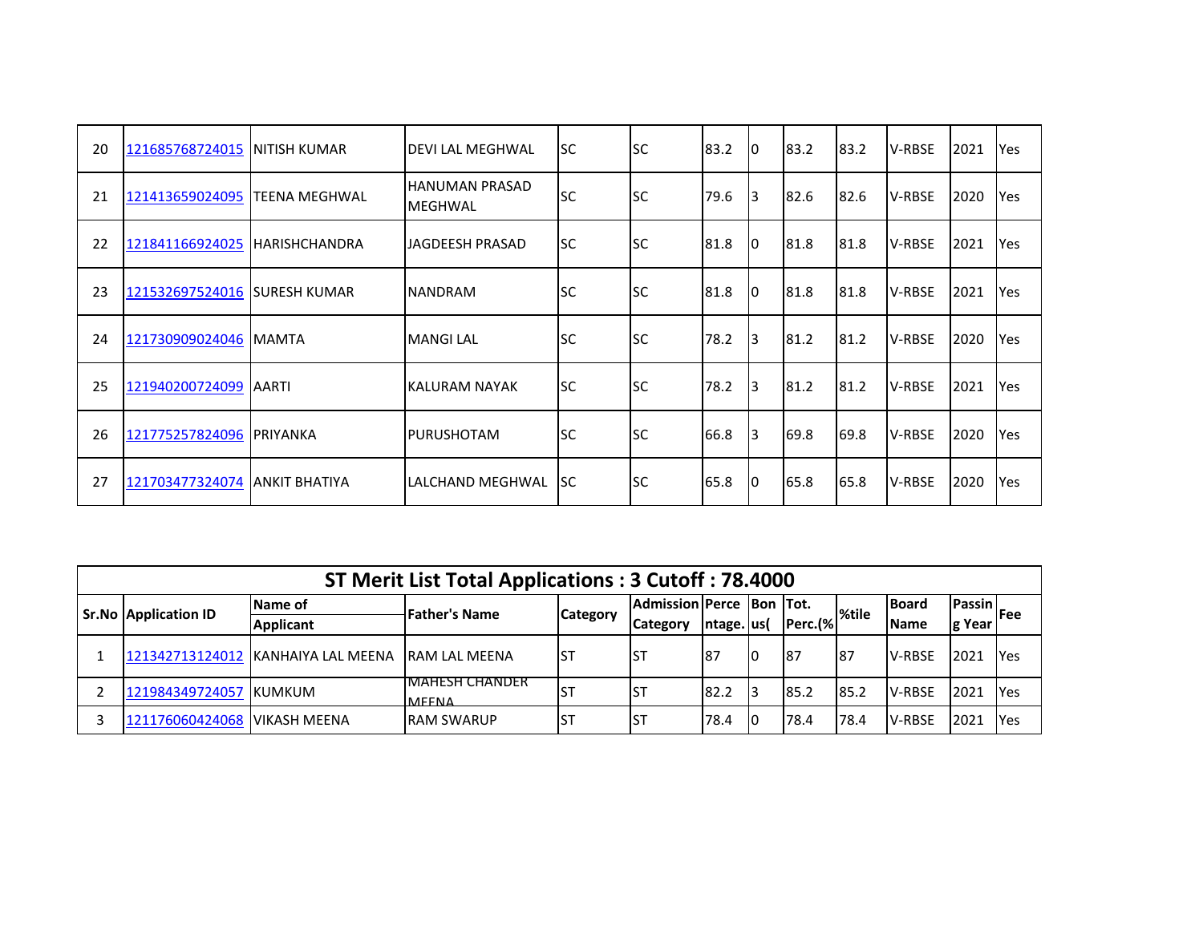| | | | | | | | | | | | | |
|---|---|---|---|---|---|---|---|---|---|---|---|---|
| 20 | 121685768724015 | NITISH KUMAR | DEVI LAL MEGHWAL | SC | SC | 83.2 | 0 | 83.2 | 83.2 | V-RBSE | 2021 | Yes |
| 21 | 121413659024095 | TEENA MEGHWAL | HANUMAN PRASAD MEGHWAL | SC | SC | 79.6 | 3 | 82.6 | 82.6 | V-RBSE | 2020 | Yes |
| 22 | 121841166924025 | HARISHCHANDRA | JAGDEESH PRASAD | SC | SC | 81.8 | 0 | 81.8 | 81.8 | V-RBSE | 2021 | Yes |
| 23 | 121532697524016 | SURESH KUMAR | NANDRAM | SC | SC | 81.8 | 0 | 81.8 | 81.8 | V-RBSE | 2021 | Yes |
| 24 | 121730909024046 | MAMTA | MANGI LAL | SC | SC | 78.2 | 3 | 81.2 | 81.2 | V-RBSE | 2020 | Yes |
| 25 | 121940200724099 | AARTI | KALURAM NAYAK | SC | SC | 78.2 | 3 | 81.2 | 81.2 | V-RBSE | 2021 | Yes |
| 26 | 121775257824096 | PRIYANKA | PURUSHOTAM | SC | SC | 66.8 | 3 | 69.8 | 69.8 | V-RBSE | 2020 | Yes |
| 27 | 121703477324074 | ANKIT BHATIYA | LALCHAND MEGHWAL | SC | SC | 65.8 | 0 | 65.8 | 65.8 | V-RBSE | 2020 | Yes |

## ST Merit List Total Applications : 3 Cutoff : 78.4000

| Sr.No | Application ID | Name of Applicant | Father's Name | Category | Admission Category | Percentage. | Bonus( | Tot. Perc.(% | %tile | Board Name | Passing Year | Fee |
|---|---|---|---|---|---|---|---|---|---|---|---|---|
| 1 | 121342713124012 | KANHAIYA LAL MEENA | RAM LAL MEENA | ST | ST | 87 | 0 | 87 | 87 | V-RBSE | 2021 | Yes |
| 2 | 121984349724057 | KUMKUM | MAHESH CHANDER MEENA | ST | ST | 82.2 | 3 | 85.2 | 85.2 | V-RBSE | 2021 | Yes |
| 3 | 121176060424068 | VIKASH MEENA | RAM SWARUP | ST | ST | 78.4 | 0 | 78.4 | 78.4 | V-RBSE | 2021 | Yes |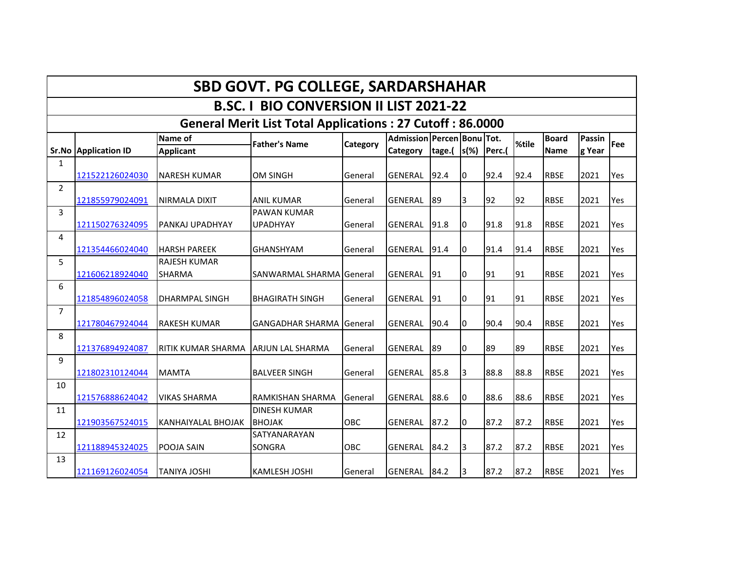# SBD GOVT. PG COLLEGE, SARDARSHAHAR

## B.SC. I BIO CONVERSION II LIST 2021-22

### General Merit List Total Applications : 27 Cutoff : 86.0000

| Sr.No | Application ID | Name of Applicant | Father's Name | Category | Admission Category | Percentage.( | Bonus(%) | Tot. Perc.( | %tile | Board Name | Passing Year | Fee |
|---|---|---|---|---|---|---|---|---|---|---|---|---|
| 1 | 121522126024030 | NARESH KUMAR | OM SINGH | General | GENERAL | 92.4 | 0 | 92.4 | 92.4 | RBSE | 2021 | Yes |
| 2 | 121855979024091 | NIRMALA DIXIT | ANIL KUMAR | General | GENERAL | 89 | 3 | 92 | 92 | RBSE | 2021 | Yes |
| 3 | 121150276324095 | PANKAJ UPADHYAY | PAWAN KUMAR UPADHYAY | General | GENERAL | 91.8 | 0 | 91.8 | 91.8 | RBSE | 2021 | Yes |
| 4 | 121354466024040 | HARSH PAREEK | GHANSHYAM | General | GENERAL | 91.4 | 0 | 91.4 | 91.4 | RBSE | 2021 | Yes |
| 5 | 121606218924040 | RAJESH KUMAR SHARMA | SANWARMAL SHARMA | General | GENERAL | 91 | 0 | 91 | 91 | RBSE | 2021 | Yes |
| 6 | 121854896024058 | DHARMPAL SINGH | BHAGIRATH SINGH | General | GENERAL | 91 | 0 | 91 | 91 | RBSE | 2021 | Yes |
| 7 | 121780467924044 | RAKESH KUMAR | GANGADHAR SHARMA | General | GENERAL | 90.4 | 0 | 90.4 | 90.4 | RBSE | 2021 | Yes |
| 8 | 121376894924087 | RITIK KUMAR SHARMA | ARJUN LAL SHARMA | General | GENERAL | 89 | 0 | 89 | 89 | RBSE | 2021 | Yes |
| 9 | 121802310124044 | MAMTA | BALVEER SINGH | General | GENERAL | 85.8 | 3 | 88.8 | 88.8 | RBSE | 2021 | Yes |
| 10 | 121576888624042 | VIKAS SHARMA | RAMKISHAN SHARMA | General | GENERAL | 88.6 | 0 | 88.6 | 88.6 | RBSE | 2021 | Yes |
| 11 | 121903567524015 | KANHAIYALAL BHOJAK | DINESH KUMAR BHOJAK | OBC | GENERAL | 87.2 | 0 | 87.2 | 87.2 | RBSE | 2021 | Yes |
| 12 | 121188945324025 | POOJA SAIN | SATYANARAYAN SONGRA | OBC | GENERAL | 84.2 | 3 | 87.2 | 87.2 | RBSE | 2021 | Yes |
| 13 | 121169126024054 | TANIYA JOSHI | KAMLESH JOSHI | General | GENERAL | 84.2 | 3 | 87.2 | 87.2 | RBSE | 2021 | Yes |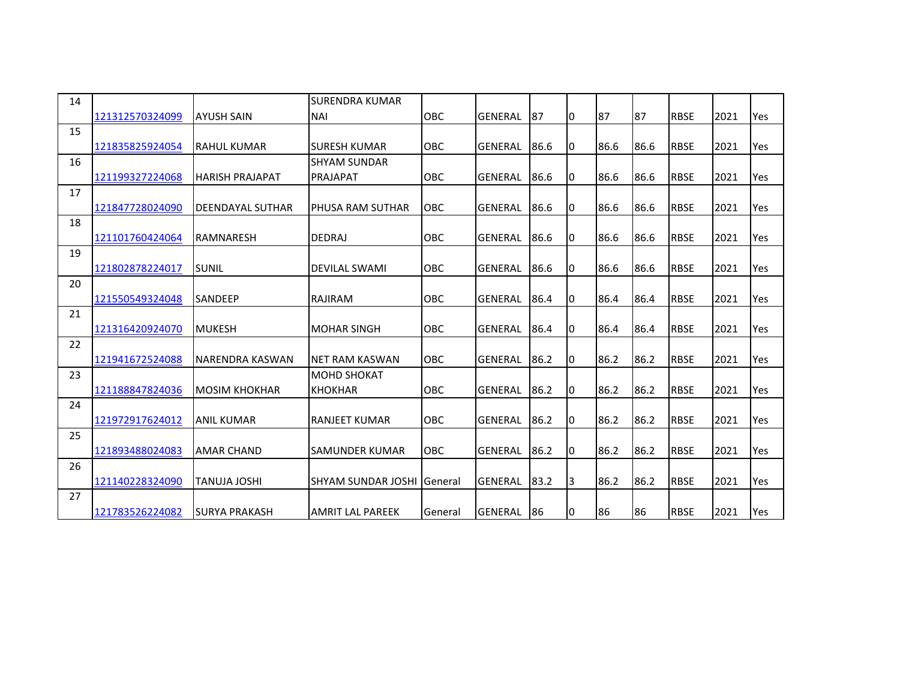| | | | | | | | | | | | | | |
|---|---|---|---|---|---|---|---|---|---|---|---|---|---|
| 14 | 121312570324099 | AYUSH SAIN | SURENDRA KUMAR NAI | OBC | GENERAL | 87 | 0 | 87 | 87 | RBSE | 2021 | Yes |
| 15 | 121835825924054 | RAHUL KUMAR | SURESH KUMAR | OBC | GENERAL | 86.6 | 0 | 86.6 | 86.6 | RBSE | 2021 | Yes |
| 16 | 121199327224068 | HARISH PRAJAPAT | SHYAM SUNDAR PRAJAPAT | OBC | GENERAL | 86.6 | 0 | 86.6 | 86.6 | RBSE | 2021 | Yes |
| 17 | 121847728024090 | DEENDAYAL SUTHAR | PHUSA RAM SUTHAR | OBC | GENERAL | 86.6 | 0 | 86.6 | 86.6 | RBSE | 2021 | Yes |
| 18 | 121101760424064 | RAMNARESH | DEDRAJ | OBC | GENERAL | 86.6 | 0 | 86.6 | 86.6 | RBSE | 2021 | Yes |
| 19 | 121802878224017 | SUNIL | DEVILAL SWAMI | OBC | GENERAL | 86.6 | 0 | 86.6 | 86.6 | RBSE | 2021 | Yes |
| 20 | 121550549324048 | SANDEEP | RAJIRAM | OBC | GENERAL | 86.4 | 0 | 86.4 | 86.4 | RBSE | 2021 | Yes |
| 21 | 121316420924070 | MUKESH | MOHAR SINGH | OBC | GENERAL | 86.4 | 0 | 86.4 | 86.4 | RBSE | 2021 | Yes |
| 22 | 121941672524088 | NARENDRA KASWAN | NET RAM KASWAN | OBC | GENERAL | 86.2 | 0 | 86.2 | 86.2 | RBSE | 2021 | Yes |
| 23 | 121188847824036 | MOSIM KHOKHAR | MOHD SHOKAT KHOKHAR | OBC | GENERAL | 86.2 | 0 | 86.2 | 86.2 | RBSE | 2021 | Yes |
| 24 | 121972917624012 | ANIL KUMAR | RANJEET KUMAR | OBC | GENERAL | 86.2 | 0 | 86.2 | 86.2 | RBSE | 2021 | Yes |
| 25 | 121893488024083 | AMAR CHAND | SAMUNDER KUMAR | OBC | GENERAL | 86.2 | 0 | 86.2 | 86.2 | RBSE | 2021 | Yes |
| 26 | 121140228324090 | TANUJA JOSHI | SHYAM SUNDAR JOSHI | General | GENERAL | 83.2 | 3 | 86.2 | 86.2 | RBSE | 2021 | Yes |
| 27 | 121783526224082 | SURYA PRAKASH | AMRIT LAL PAREEK | General | GENERAL | 86 | 0 | 86 | 86 | RBSE | 2021 | Yes |